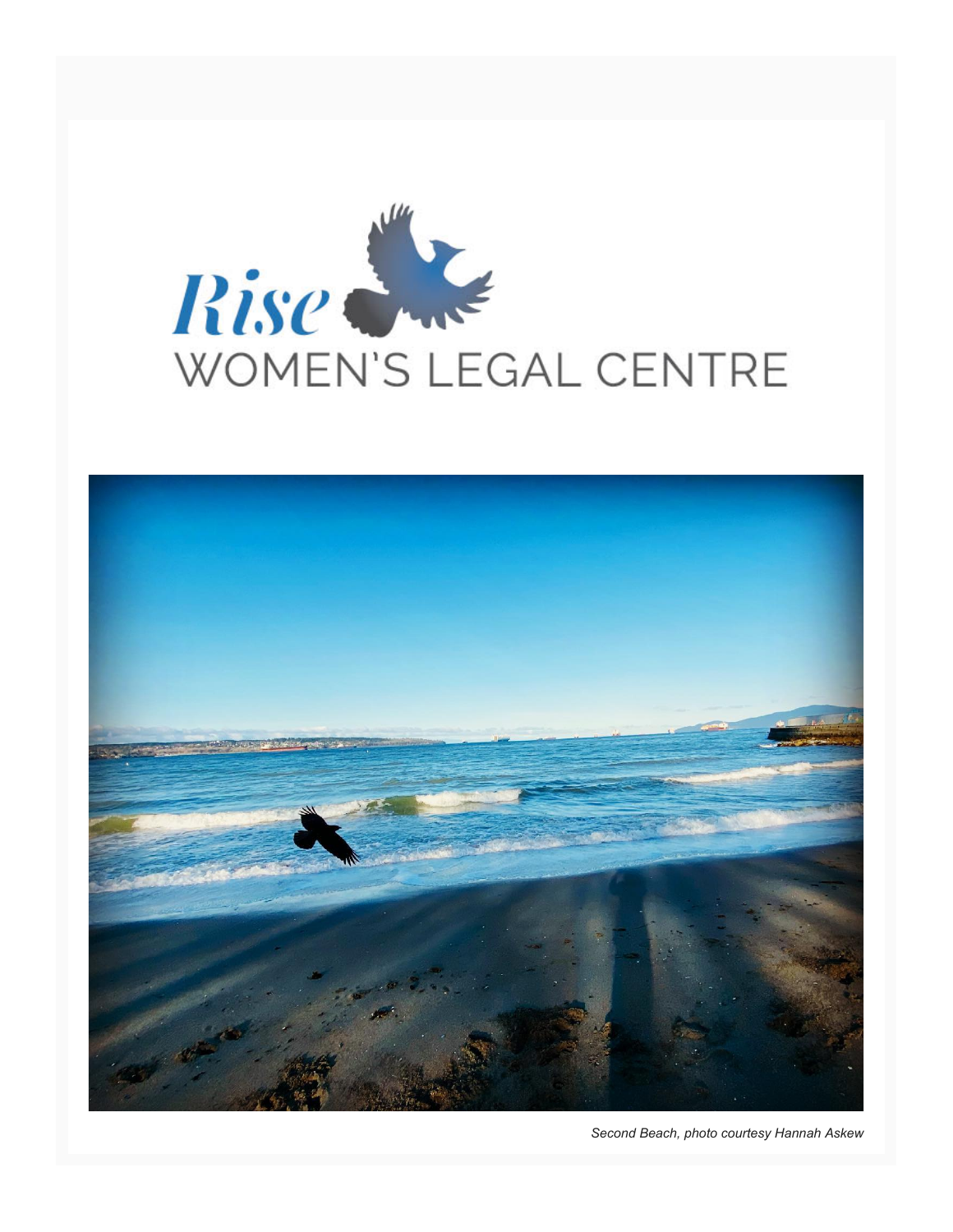Rise

WOMEN'S LEGAL CENTRE

*Second Beach, photo courtesy Hannah Askew*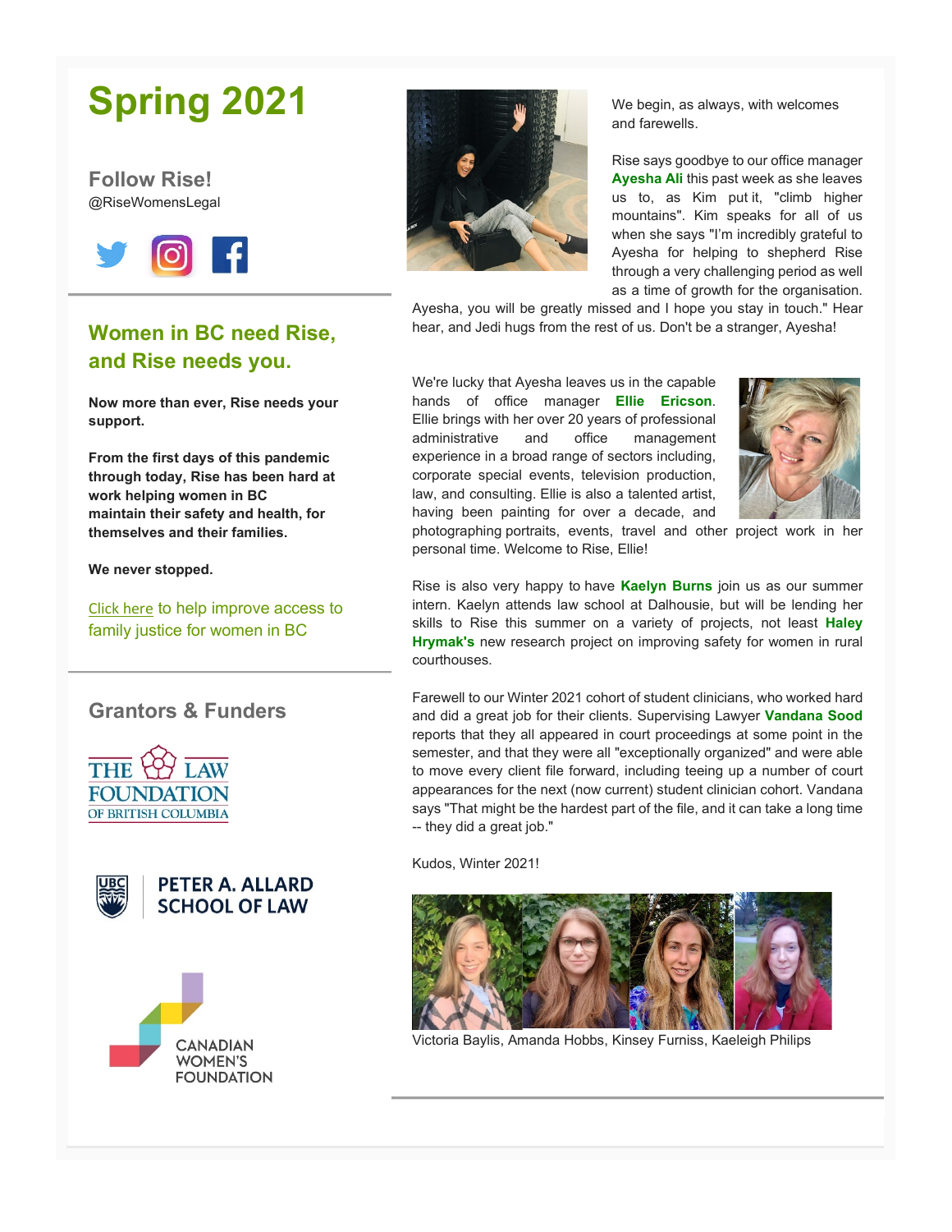# Spring 2021

## Follow Rise!

@RiseWomensLegal

## Women in BC need Rise, and Rise needs you.

**Now more than ever, Rise needs your support.**

**From the first days of this pandemic through today, Rise has been hard at work helping women in BC maintain their safety and health, for themselves and their families.**

**We never stopped.**

Click here to help improve access to family justice for women in BC

## Grantors & Funders

THE LAW FOUNDATION OF BRITISH COLUMBIA

UBC PETER A. ALLARD SCHOOL OF LAW

CANADIAN WOMEN'S FOUNDATION

We begin, as always, with welcomes and farewells.

Rise says goodbye to our office manager **Ayesha Ali** this past week as she leaves us to, as Kim put it, "climb higher mountains". Kim speaks for all of us when she says "I'm incredibly grateful to Ayesha for helping to shepherd Rise through a very challenging period as well as a time of growth for the organisation. Ayesha, you will be greatly missed and I hope you stay in touch." Hear hear, and Jedi hugs from the rest of us. Don't be a stranger, Ayesha!

We're lucky that Ayesha leaves us in the capable hands of office manager **Ellie Ericson**. Ellie brings with her over 20 years of professional administrative and office management experience in a broad range of sectors including, corporate special events, television production, law, and consulting. Ellie is also a talented artist, having been painting for over a decade, and photographing portraits, events, travel and other project work in her personal time. Welcome to Rise, Ellie!

Rise is also very happy to have **Kaelyn Burns** join us as our summer intern. Kaelyn attends law school at Dalhousie, but will be lending her skills to Rise this summer on a variety of projects, not least **Haley Hrymak's** new research project on improving safety for women in rural courthouses.

Farewell to our Winter 2021 cohort of student clinicians, who worked hard and did a great job for their clients. Supervising Lawyer **Vandana Sood** reports that they all appeared in court proceedings at some point in the semester, and that they were all "exceptionally organized" and were able to move every client file forward, including teeing up a number of court appearances for the next (now current) student clinician cohort. Vandana says "That might be the hardest part of the file, and it can take a long time -- they did a great job."

Kudos, Winter 2021!

Victoria Baylis, Amanda Hobbs, Kinsey Furniss, Kaeleigh Philips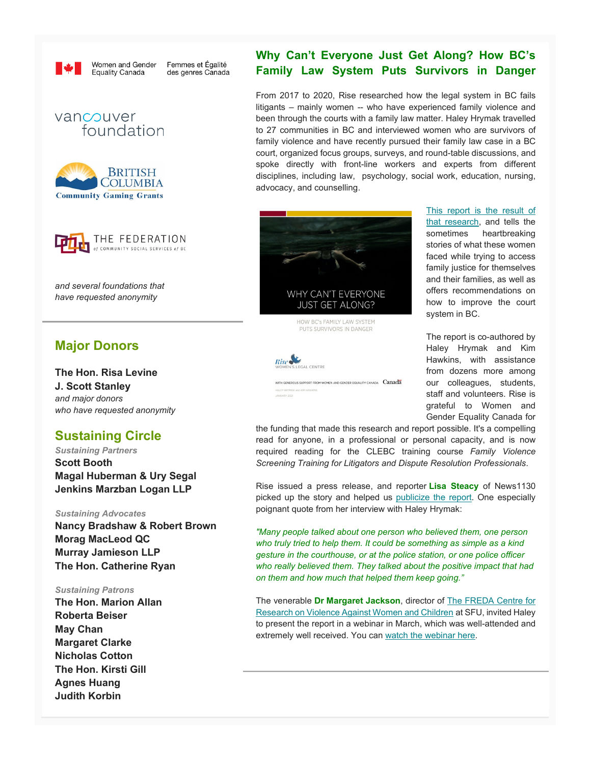Women and Gender Equality Canada | Femmes et Égalité des genres Canada

vancouver foundation

British Columbia Community Gaming Grants

THE FEDERATION of COMMUNITY SOCIAL SERVICES of BC

*and several foundations that have requested anonymity*

## Major Donors

**The Hon. Risa Levine**
**J. Scott Stanley**
*and major donors who have requested anonymity*

## Sustaining Circle

*Sustaining Partners*

**Scott Booth**
**Magal Huberman & Ury Segal**
**Jenkins Marzban Logan LLP**

*Sustaining Advocates*

**Nancy Bradshaw & Robert Brown**
**Morag MacLeod QC**
**Murray Jamieson LLP**
**The Hon. Catherine Ryan**

*Sustaining Patrons*

**The Hon. Marion Allan**
**Roberta Beiser**
**May Chan**
**Margaret Clarke**
**Nicholas Cotton**
**The Hon. Kirsti Gill**
**Agnes Huang**
**Judith Korbin**

## Why Can't Everyone Just Get Along? How BC's Family Law System Puts Survivors in Danger

From 2017 to 2020, Rise researched how the legal system in BC fails litigants – mainly women -- who have experienced family violence and been through the courts with a family law matter. Haley Hrymak travelled to 27 communities in BC and interviewed women who are survivors of family violence and have recently pursued their family law case in a BC court, organized focus groups, surveys, and round-table discussions, and spoke directly with front-line workers and experts from different disciplines, including law, psychology, social work, education, nursing, advocacy, and counselling.

WHY CAN'T EVERYONE JUST GET ALONG?
HOW BC's FAMILY LAW SYSTEM PUTS SURVIVORS IN DANGER
Rise WOMEN'S LEGAL CENTRE
WITH GENEROUS SUPPORT FROM WOMEN AND GENDER EQUALITY CANADA Canada
HALEY HRYMAK and KIM HAWKINS
JANUARY 2021

This report is the result of that research, and tells the sometimes heartbreaking stories of what these women faced while trying to access family justice for themselves and their families, as well as offers recommendations on how to improve the court system in BC.

The report is co-authored by Haley Hrymak and Kim Hawkins, with assistance from dozens more among our colleagues, students, staff and volunteers. Rise is grateful to Women and Gender Equality Canada for the funding that made this research and report possible. It's a compelling read for anyone, in a professional or personal capacity, and is now required reading for the CLEBC training course *Family Violence Screening Training for Litigators and Dispute Resolution Professionals*.

Rise issued a press release, and reporter **Lisa Steacy** of News1130 picked up the story and helped us publicize the report. One especially poignant quote from her interview with Haley Hrymak:

*"Many people talked about one person who believed them, one person who truly tried to help them. It could be something as simple as a kind gesture in the courthouse, or at the police station, or one police officer who really believed them. They talked about the positive impact that had on them and how much that helped them keep going."*

The venerable **Dr Margaret Jackson**, director of The FREDA Centre for Research on Violence Against Women and Children at SFU, invited Haley to present the report in a webinar in March, which was well-attended and extremely well received. You can watch the webinar here.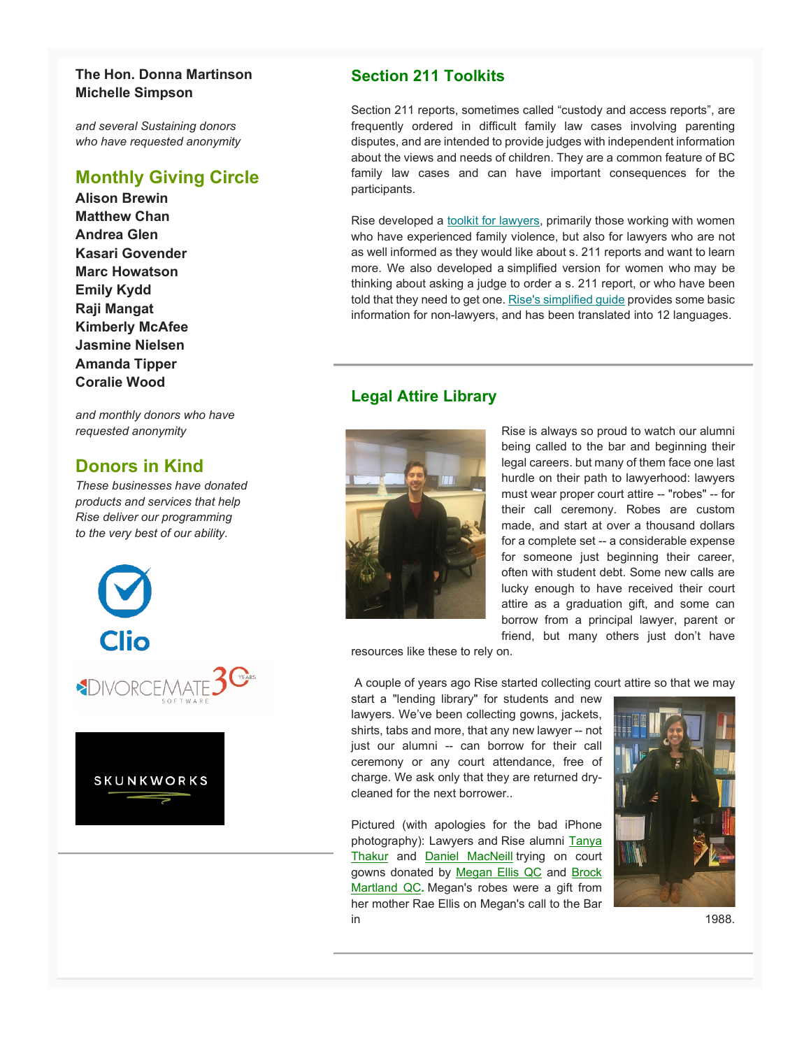**The Hon. Donna Martinson**
**Michelle Simpson**

*and several Sustaining donors who have requested anonymity*

## Monthly Giving Circle

**Alison Brewin**
**Matthew Chan**
**Andrea Glen**
**Kasari Govender**
**Marc Howatson**
**Emily Kydd**
**Raji Mangat**
**Kimberly McAfee**
**Jasmine Nielsen**
**Amanda Tipper**
**Coralie Wood**

*and monthly donors who have requested anonymity*

## Donors in Kind

*These businesses have donated products and services that help Rise deliver our programming to the very best of our ability.*

Clio

DIVORCEMATE SOFTWARE 30 YEARS

SKUNKWORKS

## Section 211 Toolkits

Section 211 reports, sometimes called "custody and access reports", are frequently ordered in difficult family law cases involving parenting disputes, and are intended to provide judges with independent information about the views and needs of children. They are a common feature of BC family law cases and can have important consequences for the participants.

Rise developed a toolkit for lawyers, primarily those working with women who have experienced family violence, but also for lawyers who are not as well informed as they would like about s. 211 reports and want to learn more. We also developed a simplified version for women who may be thinking about asking a judge to order a s. 211 report, or who have been told that they need to get one. Rise's simplified guide provides some basic information for non-lawyers, and has been translated into 12 languages.

## Legal Attire Library

Rise is always so proud to watch our alumni being called to the bar and beginning their legal careers. but many of them face one last hurdle on their path to lawyerhood: lawyers must wear proper court attire -- "robes" -- for their call ceremony. Robes are custom made, and start at over a thousand dollars for a complete set -- a considerable expense for someone just beginning their career, often with student debt. Some new calls are lucky enough to have received their court attire as a graduation gift, and some can borrow from a principal lawyer, parent or friend, but many others just don't have resources like these to rely on.

A couple of years ago Rise started collecting court attire so that we may start a "lending library" for students and new lawyers. We've been collecting gowns, jackets, shirts, tabs and more, that any new lawyer -- not just our alumni -- can borrow for their call ceremony or any court attendance, free of charge. We ask only that they are returned dry-cleaned for the next borrower..

Pictured (with apologies for the bad iPhone photography): Lawyers and Rise alumni Tanya Thakur and Daniel MacNeill trying on court gowns donated by Megan Ellis QC and Brock Martland QC**.** Megan's robes were a gift from her mother Rae Ellis on Megan's call to the Bar in 1988.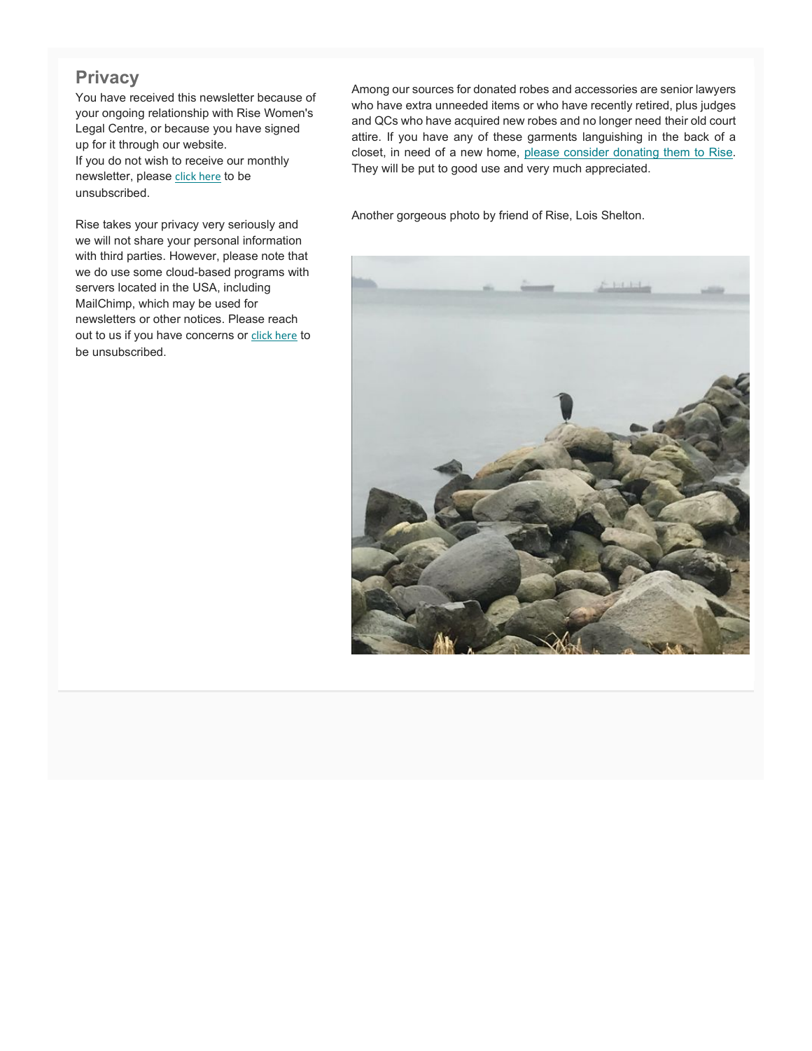## Privacy

You have received this newsletter because of your ongoing relationship with Rise Women's Legal Centre, or because you have signed up for it through our website.
If you do not wish to receive our monthly newsletter, please click here to be unsubscribed.

Rise takes your privacy very seriously and we will not share your personal information with third parties. However, please note that we do use some cloud-based programs with servers located in the USA, including MailChimp, which may be used for newsletters or other notices. Please reach out to us if you have concerns or click here to be unsubscribed.

Among our sources for donated robes and accessories are senior lawyers who have extra unneeded items or who have recently retired, plus judges and QCs who have acquired new robes and no longer need their old court attire. If you have any of these garments languishing in the back of a closet, in need of a new home, please consider donating them to Rise. They will be put to good use and very much appreciated.

Another gorgeous photo by friend of Rise, Lois Shelton.